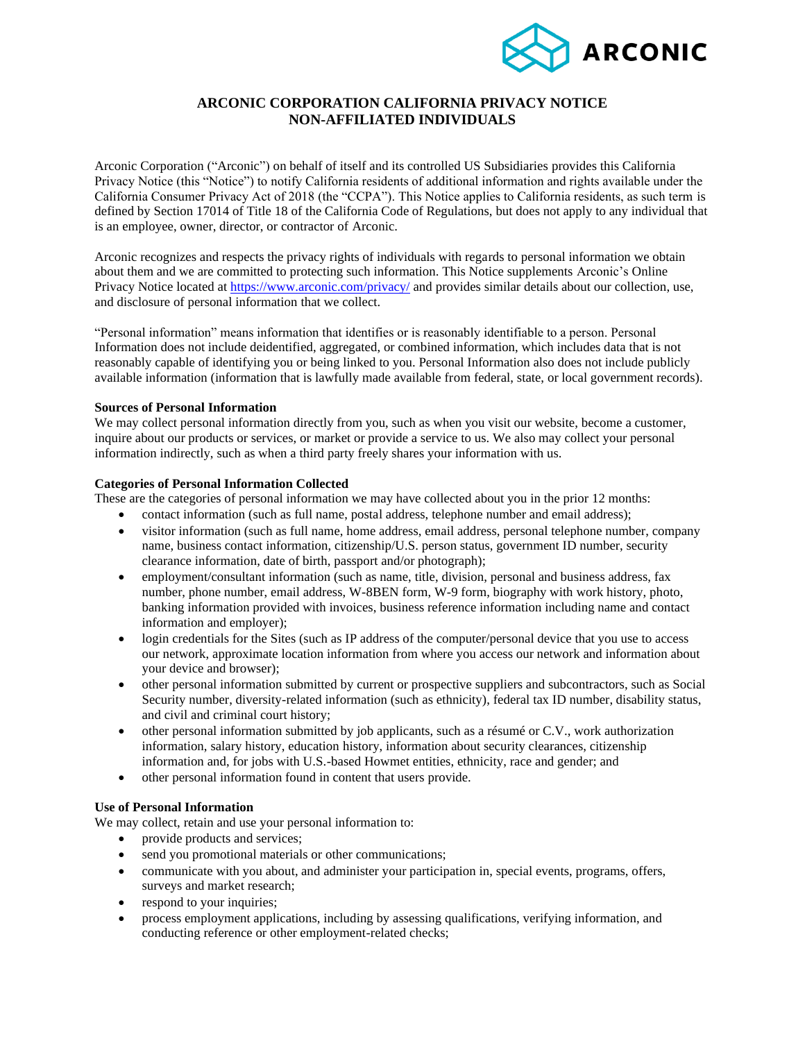ARCONIC

# ARCONIC CORPORATION CALIFORNIA PRIVACY NOTICE
# NON-AFFILIATED INDIVIDUALS

Arconic Corporation ("Arconic") on behalf of itself and its controlled US Subsidiaries provides this California Privacy Notice (this "Notice") to notify California residents of additional information and rights available under the California Consumer Privacy Act of 2018 (the "CCPA"). This Notice applies to California residents, as such term is defined by Section 17014 of Title 18 of the California Code of Regulations, but does not apply to any individual that is an employee, owner, director, or contractor of Arconic.

Arconic recognizes and respects the privacy rights of individuals with regards to personal information we obtain about them and we are committed to protecting such information. This Notice supplements Arconic's Online Privacy Notice located at https://www.arconic.com/privacy/ and provides similar details about our collection, use, and disclosure of personal information that we collect.

"Personal information" means information that identifies or is reasonably identifiable to a person. Personal Information does not include deidentified, aggregated, or combined information, which includes data that is not reasonably capable of identifying you or being linked to you. Personal Information also does not include publicly available information (information that is lawfully made available from federal, state, or local government records).

**Sources of Personal Information**

We may collect personal information directly from you, such as when you visit our website, become a customer, inquire about our products or services, or market or provide a service to us. We also may collect your personal information indirectly, such as when a third party freely shares your information with us.

**Categories of Personal Information Collected**

These are the categories of personal information we may have collected about you in the prior 12 months:

- contact information (such as full name, postal address, telephone number and email address);
- visitor information (such as full name, home address, email address, personal telephone number, company name, business contact information, citizenship/U.S. person status, government ID number, security clearance information, date of birth, passport and/or photograph);
- employment/consultant information (such as name, title, division, personal and business address, fax number, phone number, email address, W-8BEN form, W-9 form, biography with work history, photo, banking information provided with invoices, business reference information including name and contact information and employer);
- login credentials for the Sites (such as IP address of the computer/personal device that you use to access our network, approximate location information from where you access our network and information about your device and browser);
- other personal information submitted by current or prospective suppliers and subcontractors, such as Social Security number, diversity-related information (such as ethnicity), federal tax ID number, disability status, and civil and criminal court history;
- other personal information submitted by job applicants, such as a résumé or C.V., work authorization information, salary history, education history, information about security clearances, citizenship information and, for jobs with U.S.-based Howmet entities, ethnicity, race and gender; and
- other personal information found in content that users provide.

**Use of Personal Information**

We may collect, retain and use your personal information to:

- provide products and services;
- send you promotional materials or other communications;
- communicate with you about, and administer your participation in, special events, programs, offers, surveys and market research;
- respond to your inquiries;
- process employment applications, including by assessing qualifications, verifying information, and conducting reference or other employment-related checks;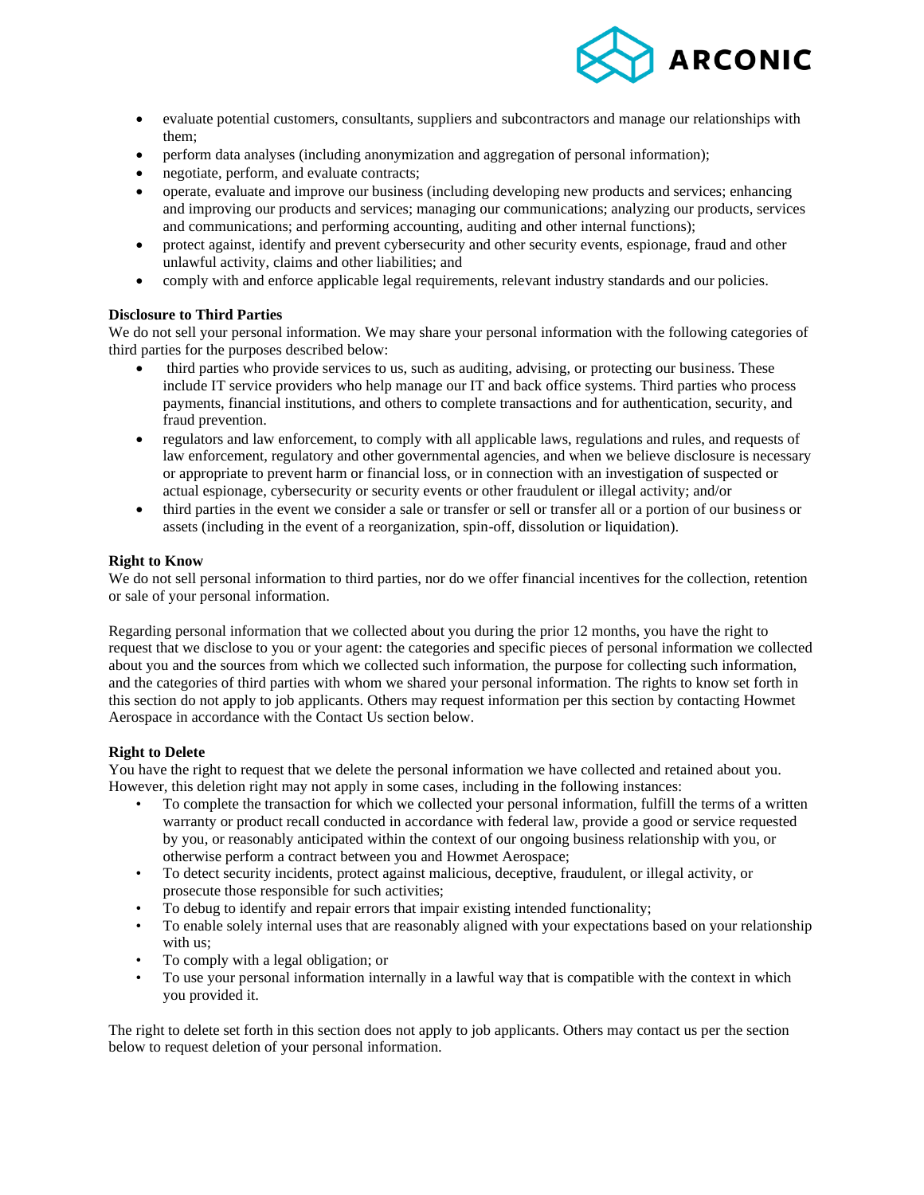- evaluate potential customers, consultants, suppliers and subcontractors and manage our relationships with them;
- perform data analyses (including anonymization and aggregation of personal information);
- negotiate, perform, and evaluate contracts;
- operate, evaluate and improve our business (including developing new products and services; enhancing and improving our products and services; managing our communications; analyzing our products, services and communications; and performing accounting, auditing and other internal functions);
- protect against, identify and prevent cybersecurity and other security events, espionage, fraud and other unlawful activity, claims and other liabilities; and
- comply with and enforce applicable legal requirements, relevant industry standards and our policies.

**Disclosure to Third Parties**

We do not sell your personal information. We may share your personal information with the following categories of third parties for the purposes described below:

- third parties who provide services to us, such as auditing, advising, or protecting our business. These include IT service providers who help manage our IT and back office systems. Third parties who process payments, financial institutions, and others to complete transactions and for authentication, security, and fraud prevention.
- regulators and law enforcement, to comply with all applicable laws, regulations and rules, and requests of law enforcement, regulatory and other governmental agencies, and when we believe disclosure is necessary or appropriate to prevent harm or financial loss, or in connection with an investigation of suspected or actual espionage, cybersecurity or security events or other fraudulent or illegal activity; and/or
- third parties in the event we consider a sale or transfer or sell or transfer all or a portion of our business or assets (including in the event of a reorganization, spin-off, dissolution or liquidation).

**Right to Know**

We do not sell personal information to third parties, nor do we offer financial incentives for the collection, retention or sale of your personal information.

Regarding personal information that we collected about you during the prior 12 months, you have the right to request that we disclose to you or your agent: the categories and specific pieces of personal information we collected about you and the sources from which we collected such information, the purpose for collecting such information, and the categories of third parties with whom we shared your personal information. The rights to know set forth in this section do not apply to job applicants. Others may request information per this section by contacting Howmet Aerospace in accordance with the Contact Us section below.

**Right to Delete**

You have the right to request that we delete the personal information we have collected and retained about you. However, this deletion right may not apply in some cases, including in the following instances:

- To complete the transaction for which we collected your personal information, fulfill the terms of a written warranty or product recall conducted in accordance with federal law, provide a good or service requested by you, or reasonably anticipated within the context of our ongoing business relationship with you, or otherwise perform a contract between you and Howmet Aerospace;
- To detect security incidents, protect against malicious, deceptive, fraudulent, or illegal activity, or prosecute those responsible for such activities;
- To debug to identify and repair errors that impair existing intended functionality;
- To enable solely internal uses that are reasonably aligned with your expectations based on your relationship with us;
- To comply with a legal obligation; or
- To use your personal information internally in a lawful way that is compatible with the context in which you provided it.

The right to delete set forth in this section does not apply to job applicants. Others may contact us per the section below to request deletion of your personal information.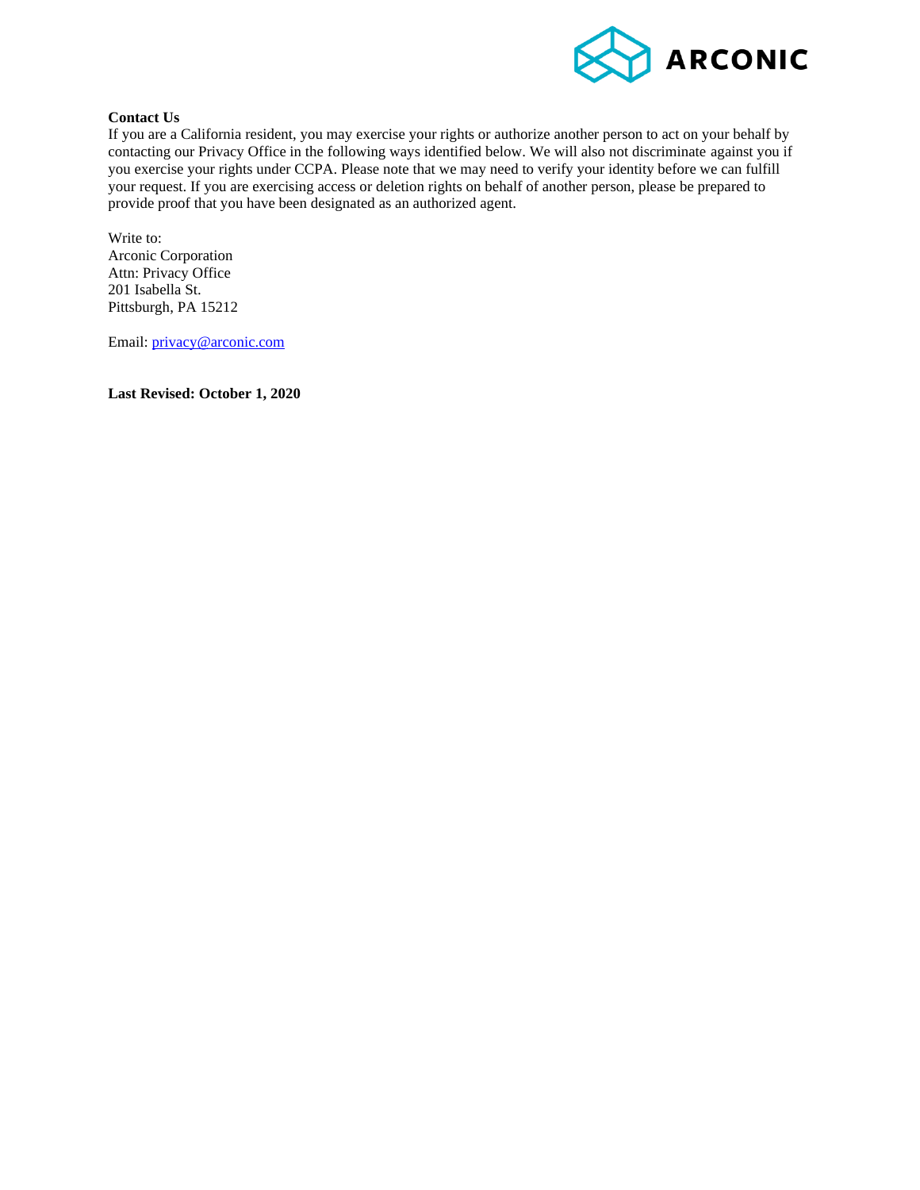**Contact Us**

If you are a California resident, you may exercise your rights or authorize another person to act on your behalf by contacting our Privacy Office in the following ways identified below. We will also not discriminate against you if you exercise your rights under CCPA. Please note that we may need to verify your identity before we can fulfill your request. If you are exercising access or deletion rights on behalf of another person, please be prepared to provide proof that you have been designated as an authorized agent.

Write to:
Arconic Corporation
Attn: Privacy Office
201 Isabella St.
Pittsburgh, PA 15212

Email: privacy@arconic.com

**Last Revised: October 1, 2020**